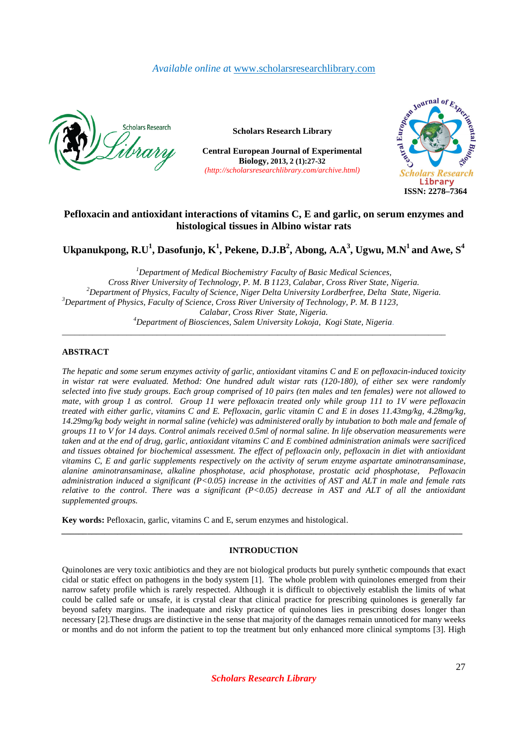*Available online at* www.scholarsresearchlibrary.com

**Scholars Research Library**

**Central European Journal of Experimental Biology, 2013, 2 (1):27-32**
*(http://scholarsresearchlibrary.com/archive.html)*

**ISSN: 2278–7364**

# Pefloxacin and antioxidant interactions of vitamins C, E and garlic, on serum enzymes and histological tissues in Albino wistar rats

**Ukpanukpong, R.U[1], Dasofunjo, K[1], Pekene, D.J.B[2], Abong, A.A[3], Ugwu, M.N[1] and Awe, S[4]**

[1]*Department of Medical Biochemistry Faculty of Basic Medical Sciences, Cross River University of Technology, P. M. B 1123, Calabar, Cross River State, Nigeria.*
[2]*Department of Physics, Faculty of Science, Niger Delta University Lordberfree, Delta State, Nigeria.*
[3]*Department of Physics, Faculty of Science, Cross River University of Technology, P. M. B 1123, Calabar, Cross River State, Nigeria.*
[4]*Department of Biosciences, Salem University Lokoja, Kogi State, Nigeria.*

---

## ABSTRACT

*The hepatic and some serum enzymes activity of garlic, antioxidant vitamins C and E on pefloxacin-induced toxicity in wistar rat were evaluated. Method: One hundred adult wistar rats (120-180), of either sex were randomly selected into five study groups. Each group comprised of 10 pairs (ten males and ten females) were not allowed to mate, with group 1 as control. Group 11 were pefloxacin treated only while group 111 to 1V were pefloxacin treated with either garlic, vitamins C and E. Pefloxacin, garlic vitamin C and E in doses 11.43mg/kg, 4.28mg/kg, 14.29mg/kg body weight in normal saline (vehicle) was administered orally by intubation to both male and female of groups 11 to V for 14 days. Control animals received 0.5ml of normal saline. In life observation measurements were taken and at the end of drug, garlic, antioxidant vitamins C and E combined administration animals were sacrificed and tissues obtained for biochemical assessment. The effect of pefloxacin only, pefloxacin in diet with antioxidant vitamins C, E and garlic supplements respectively on the activity of serum enzyme aspartate aminotransaminase, alanine aminotransaminase, alkaline phosphotase, acid phosphotase, prostatic acid phosphotase, Pefloxacin administration induced a significant ($P<0.05$) increase in the activities of AST and ALT in male and female rats relative to the control. There was a significant ($P<0.05$) decrease in AST and ALT of all the antioxidant supplemented groups.*

**Key words:** Pefloxacin, garlic, vitamins C and E, serum enzymes and histological.

---

## INTRODUCTION

Quinolones are very toxic antibiotics and they are not biological products but purely synthetic compounds that exact cidal or static effect on pathogens in the body system [1]. The whole problem with quinolones emerged from their narrow safety profile which is rarely respected. Although it is difficult to objectively establish the limits of what could be called safe or unsafe, it is crystal clear that clinical practice for prescribing quinolones is generally far beyond safety margins. The inadequate and risky practice of quinolones lies in prescribing doses longer than necessary [2].These drugs are distinctive in the sense that majority of the damages remain unnoticed for many weeks or months and do not inform the patient to top the treatment but only enhanced more clinical symptoms [3]. High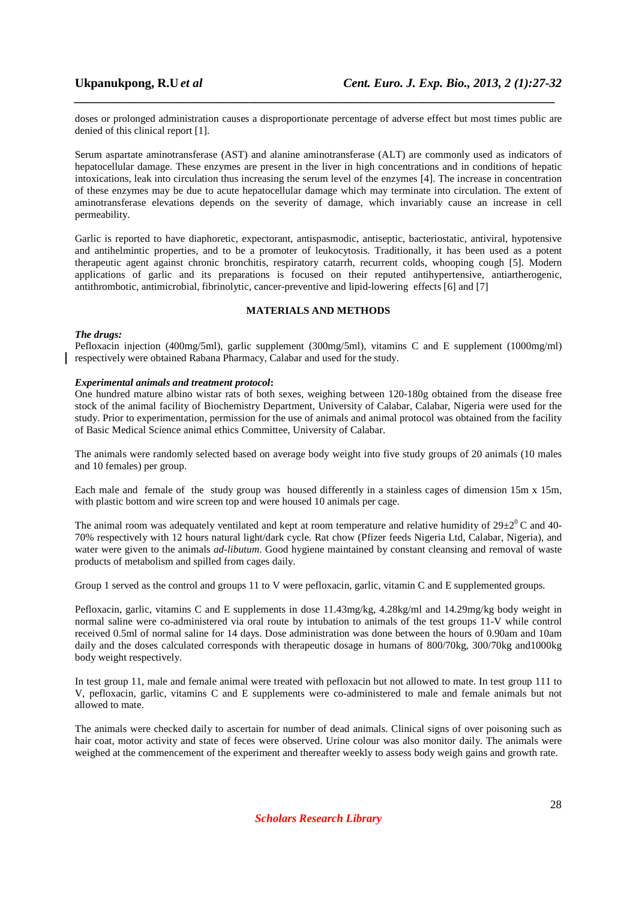doses or prolonged administration causes a disproportionate percentage of adverse effect but most times public are denied of this clinical report [1].

Serum aspartate aminotransferase (AST) and alanine aminotransferase (ALT) are commonly used as indicators of hepatocellular damage. These enzymes are present in the liver in high concentrations and in conditions of hepatic intoxications, leak into circulation thus increasing the serum level of the enzymes [4]. The increase in concentration of these enzymes may be due to acute hepatocellular damage which may terminate into circulation. The extent of aminotransferase elevations depends on the severity of damage, which invariably cause an increase in cell permeability.

Garlic is reported to have diaphoretic, expectorant, antispasmodic, antiseptic, bacteriostatic, antiviral, hypotensive and antihelmintic properties, and to be a promoter of leukocytosis. Traditionally, it has been used as a potent therapeutic agent against chronic bronchitis, respiratory catarrh, recurrent colds, whooping cough [5]. Modern applications of garlic and its preparations is focused on their reputed antihypertensive, antiartherogenic, antithrombotic, antimicrobial, fibrinolytic, cancer-preventive and lipid-lowering effects [6] and [7]

## MATERIALS AND METHODS

***The drugs:***

Pefloxacin injection (400mg/5ml), garlic supplement (300mg/5ml), vitamins C and E supplement (1000mg/ml) respectively were obtained Rabana Pharmacy, Calabar and used for the study.

***Experimental animals and treatment protocol*:**

One hundred mature albino wistar rats of both sexes, weighing between 120-180g obtained from the disease free stock of the animal facility of Biochemistry Department, University of Calabar, Calabar, Nigeria were used for the study. Prior to experimentation, permission for the use of animals and animal protocol was obtained from the facility of Basic Medical Science animal ethics Committee, University of Calabar.

The animals were randomly selected based on average body weight into five study groups of 20 animals (10 males and 10 females) per group.

Each male and female of the study group was housed differently in a stainless cages of dimension 15m x 15m, with plastic bottom and wire screen top and were housed 10 animals per cage.

The animal room was adequately ventilated and kept at room temperature and relative humidity of $29\pm2^0$ C and 40-70% respectively with 12 hours natural light/dark cycle. Rat chow (Pfizer feeds Nigeria Ltd, Calabar, Nigeria), and water were given to the animals *ad-libutum*. Good hygiene maintained by constant cleansing and removal of waste products of metabolism and spilled from cages daily.

Group 1 served as the control and groups 11 to V were pefloxacin, garlic, vitamin C and E supplemented groups.

Pefloxacin, garlic, vitamins C and E supplements in dose 11.43mg/kg, 4.28kg/ml and 14.29mg/kg body weight in normal saline were co-administered via oral route by intubation to animals of the test groups 11-V while control received 0.5ml of normal saline for 14 days. Dose administration was done between the hours of 0.90am and 10am daily and the doses calculated corresponds with therapeutic dosage in humans of 800/70kg, 300/70kg and1000kg body weight respectively.

In test group 11, male and female animal were treated with pefloxacin but not allowed to mate. In test group 111 to V, pefloxacin, garlic, vitamins C and E supplements were co-administered to male and female animals but not allowed to mate.

The animals were checked daily to ascertain for number of dead animals. Clinical signs of over poisoning such as hair coat, motor activity and state of feces were observed. Urine colour was also monitor daily. The animals were weighed at the commencement of the experiment and thereafter weekly to assess body weigh gains and growth rate.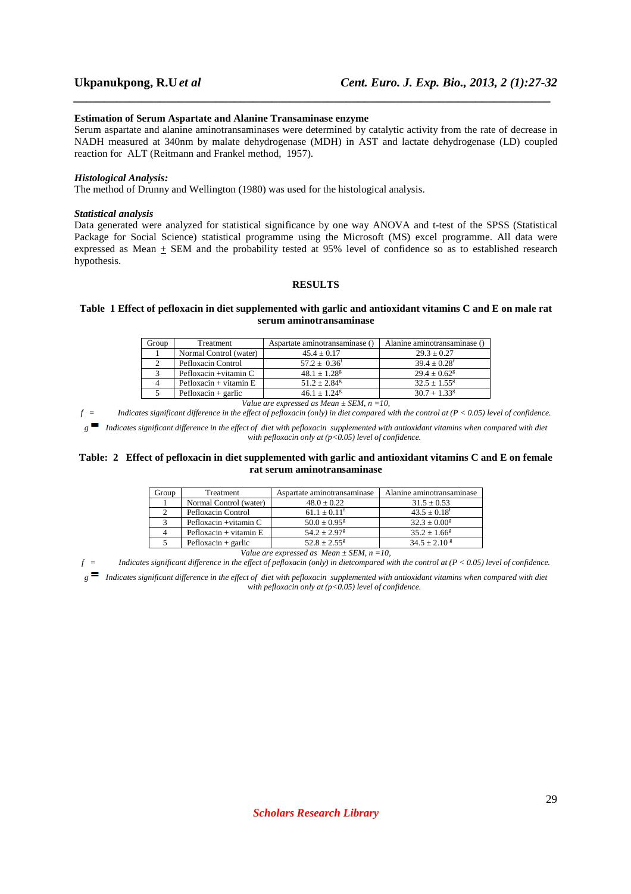### Estimation of Serum Aspartate and Alanine Transaminase enzyme

Serum aspartate and alanine aminotransaminases were determined by catalytic activity from the rate of decrease in NADH measured at 340nm by malate dehydrogenase (MDH) in AST and lactate dehydrogenase (LD) coupled reaction for ALT (Reitmann and Frankel method, 1957).

### *Histological Analysis:*

The method of Drunny and Wellington (1980) was used for the histological analysis.

### *Statistical analysis*

Data generated were analyzed for statistical significance by one way ANOVA and t-test of the SPSS (Statistical Package for Social Science) statistical programme using the Microsoft (MS) excel programme. All data were expressed as Mean $\pm$ SEM and the probability tested at 95% level of confidence so as to established research hypothesis.

## RESULTS

**Table 1 Effect of pefloxacin in diet supplemented with garlic and antioxidant vitamins C and E on male rat serum aminotransaminase**

| Group | Treatment | Aspartate aminotransaminase () | Alanine aminotransaminase () |
|---|---|---|---|
| 1 | Normal Control (water) | $45.4 \pm 0.17$ | $29.3 \pm 0.27$ |
| 2 | Pefloxacin Control | $57.2 \pm 0.36^{f}$ | $39.4 \pm 0.28^{f}$ |
| 3 | Pefloxacin +vitamin C | $48.1 \pm 1.28^{g}$ | $29.4 \pm 0.62^{g}$ |
| 4 | Pefloxacin + vitamin E | $51.2 \pm 2.84^{g}$ | $32.5 \pm 1.55^{g}$ |
| 5 | Pefloxacin + garlic | $46.1 \pm 1.24^{g}$ | $30.7 + 1.33^{g}$ |

*Value are expressed as Mean ± SEM, n =10,*

*f = Indicates significant difference in the effect of pefloxacin (only) in diet compared with the control at (P < 0.05) level of confidence.*

*g = Indicates significant difference in the effect of diet with pefloxacin supplemented with antioxidant vitamins when compared with diet with pefloxacin only at (p<0.05) level of confidence.*

**Table: 2 Effect of pefloxacin in diet supplemented with garlic and antioxidant vitamins C and E on female rat serum aminotransaminase**

| Group | Treatment | Aspartate aminotransaminase | Alanine aminotransaminase |
|---|---|---|---|
| 1 | Normal Control (water) | $48.0 \pm 0.22$ | $31.5 \pm 0.53$ |
| 2 | Pefloxacin Control | $61.1 \pm 0.11^{f}$ | $43.5 \pm 0.18^{f}$ |
| 3 | Pefloxacin +vitamin C | $50.0 \pm 0.95^{g}$ | $32.3 \pm 0.00^{g}$ |
| 4 | Pefloxacin + vitamin E | $54.2 \pm 2.97^{g}$ | $35.2 \pm 1.66^{g}$ |
| 5 | Pefloxacin + garlic | $52.8 \pm 2.55^{g}$ | $34.5 \pm 2.10^{g}$ |

*Value are expressed as Mean ± SEM, n =10,*

*f = Indicates significant difference in the effect of pefloxacin (only) in dietcompared with the control at (P < 0.05) level of confidence.*

*g = Indicates significant difference in the effect of diet with pefloxacin supplemented with antioxidant vitamins when compared with diet with pefloxacin only at (p<0.05) level of confidence.*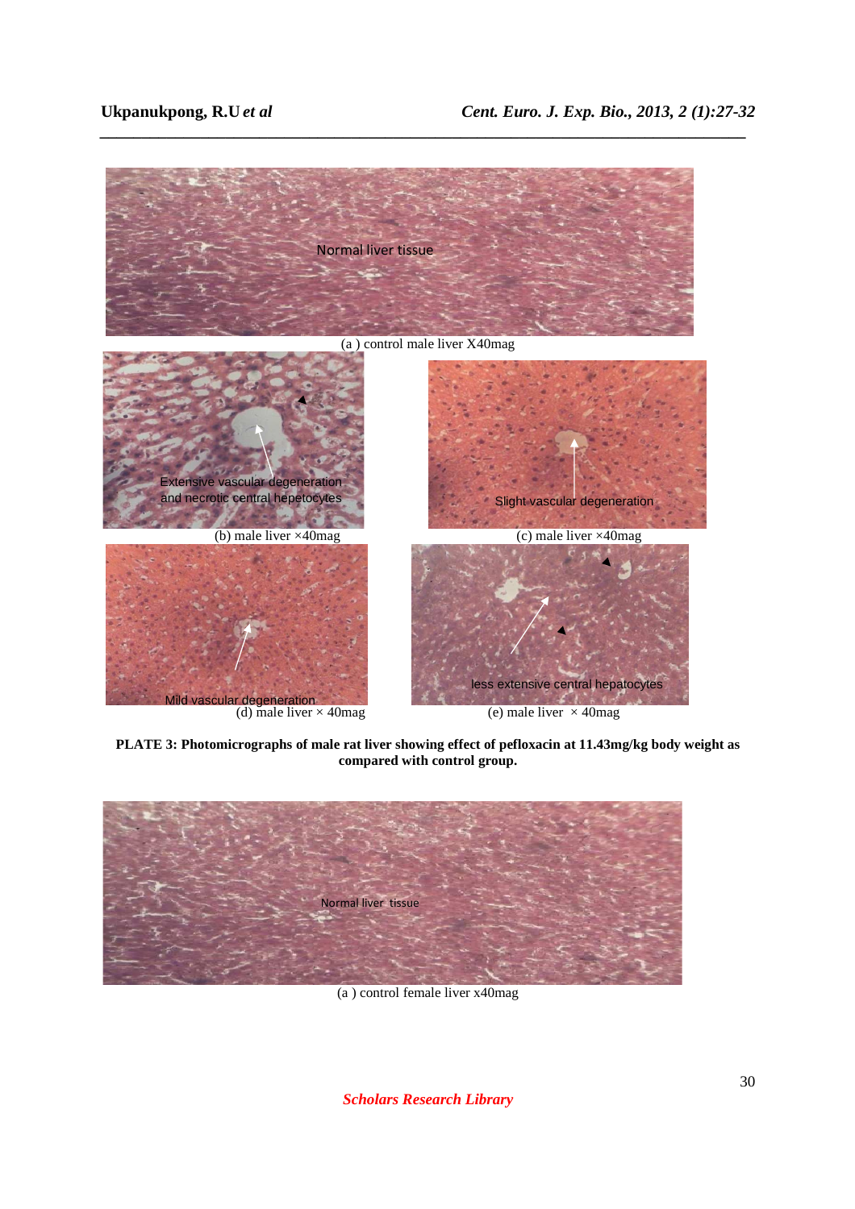(a ) control male liver X40mag

(b) male liver ×40mag

(c) male liver ×40mag

(d) male liver × 40mag

(e) male liver × 40mag

**PLATE 3: Photomicrographs of male rat liver showing effect of pefloxacin at 11.43mg/kg body weight as compared with control group.**

(a ) control female liver x40mag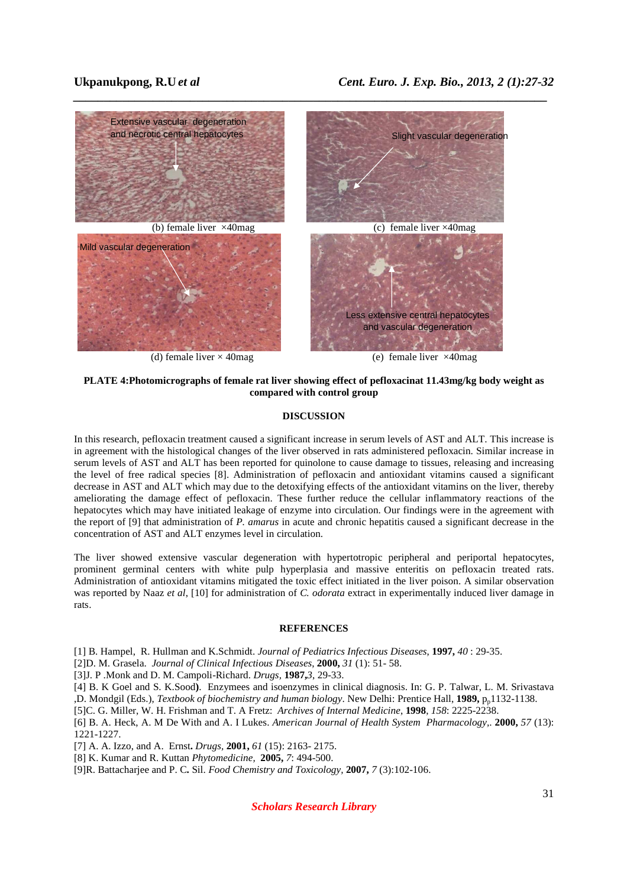Extensive vascular degeneration and necrotic central hepatocytes

(b) female liver ×40mag

Slight vascular degeneration

(c) female liver ×40mag

Mild vascular degeneration

(d) female liver × 40mag

Less extensive central hepatocytes and vascular degeneration

(e) female liver ×40mag

**PLATE 4:Photomicrographs of female rat liver showing effect of pefloxacinat 11.43mg/kg body weight as compared with control group**

## DISCUSSION

In this research, pefloxacin treatment caused a significant increase in serum levels of AST and ALT. This increase is in agreement with the histological changes of the liver observed in rats administered pefloxacin. Similar increase in serum levels of AST and ALT has been reported for quinolone to cause damage to tissues, releasing and increasing the level of free radical species [8]. Administration of pefloxacin and antioxidant vitamins caused a significant decrease in AST and ALT which may due to the detoxifying effects of the antioxidant vitamins on the liver, thereby ameliorating the damage effect of pefloxacin. These further reduce the cellular inflammatory reactions of the hepatocytes which may have initiated leakage of enzyme into circulation. Our findings were in the agreement with the report of [9] that administration of *P. amarus* in acute and chronic hepatitis caused a significant decrease in the concentration of AST and ALT enzymes level in circulation.

The liver showed extensive vascular degeneration with hypertotropic peripheral and periportal hepatocytes, prominent germinal centers with white pulp hyperplasia and massive enteritis on pefloxacin treated rats. Administration of antioxidant vitamins mitigated the toxic effect initiated in the liver poison. A similar observation was reported by Naaz *et al*, [10] for administration of *C. odorata* extract in experimentally induced liver damage in rats.

## REFERENCES

[1] B. Hampel, R. Hullman and K.Schmidt. *Journal of Pediatrics Infectious Diseases*, **1997,** *40* : 29-35.
[2]D. M. Grasela. *Journal of Clinical Infectious Diseases*, **2000,** *31* (1): 51- 58.
[3]J. P .Monk and D. M. Campoli-Richard. *Drugs*, **1987,***3*, 29-33.
[4] B. K Goel and S. K.Sood**)**. Enzymees and isoenzymes in clinical diagnosis. In: G. P. Talwar, L. M. Srivastava ,D. Mondgil (Eds.), *Textbook of biochemistry and human biology*. New Delhi: Prentice Hall, **1989,** $p_p$1132-1138.
[5]C. G. Miller, W. H. Frishman and T. A Fretz: *Archives of Internal Medicine*, **1998**, *158*: 2225-2238.
[6] B. A. Heck, A. M De With and A. I Lukes. *American Journal of Health System Pharmacology*,. **2000,** *57* (13): 1221-1227.
[7] A. A. Izzo, and A. Ernst**.** *Drugs*, **2001,** *61* (15): 2163- 2175.
[8] K. Kumar and R. Kuttan *Phytomedicine*, **2005,** *7*: 494-500.
[9]R. Battacharjee and P. C**.** Sil. *Food Chemistry and Toxicology*, **2007,** *7* (3):102-106.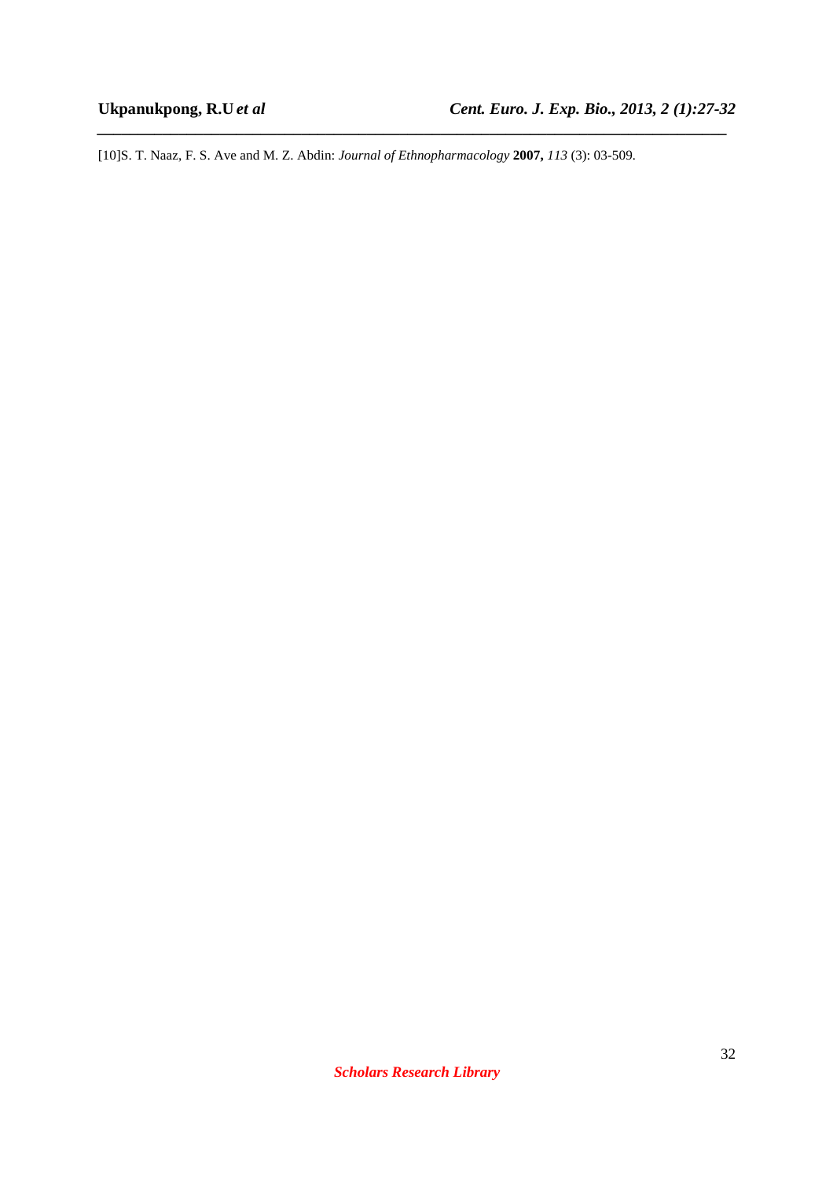[10]S. T. Naaz, F. S. Ave and M. Z. Abdin: *Journal of Ethnopharmacology* **2007,** *113* (3): 03-509.